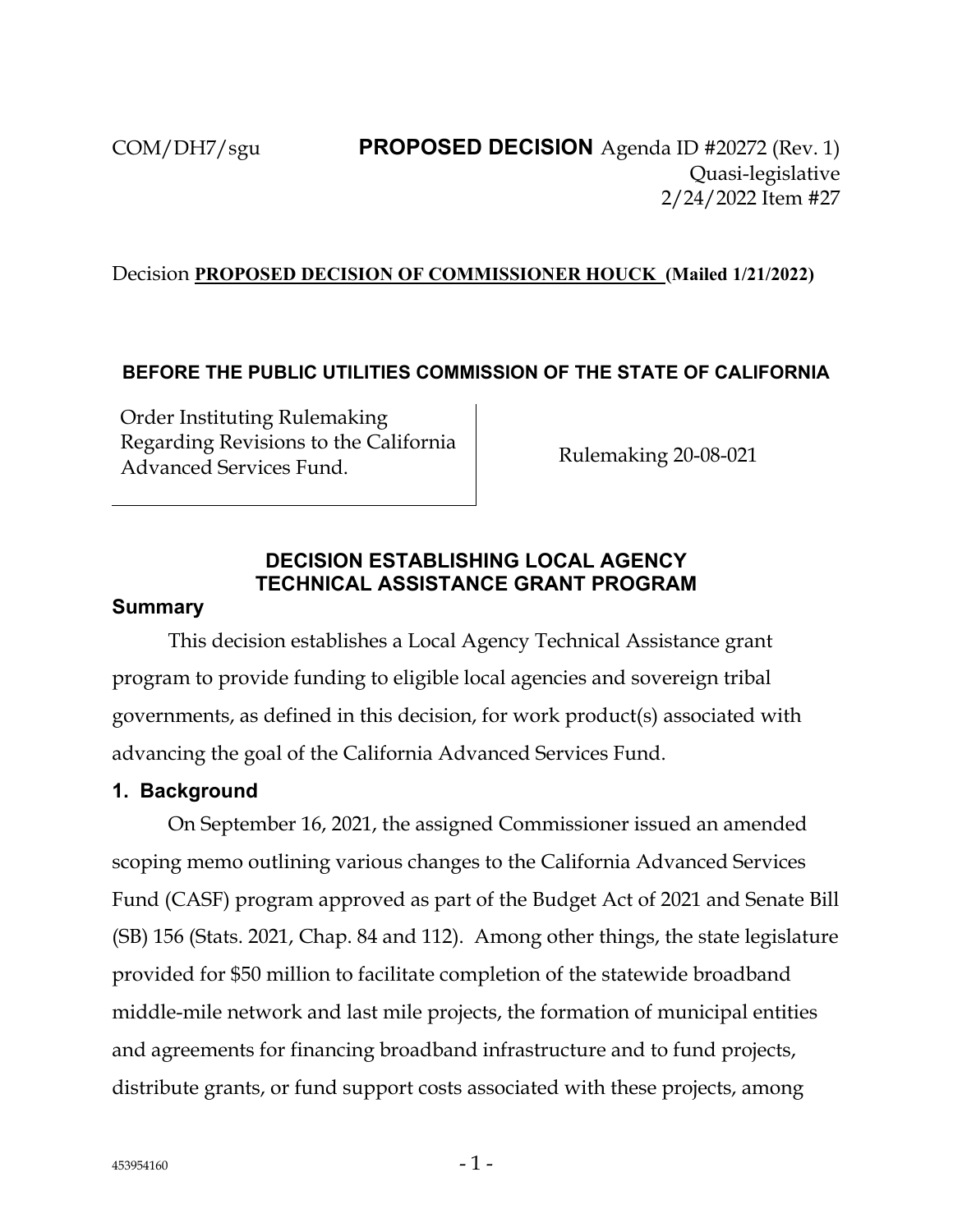COM/DH7/sgu **PROPOSED DECISION** Agenda ID #20272 (Rev. 1)
Quasi-legislative
2/24/2022 Item #27

Decision **PROPOSED DECISION OF COMMISSIONER HOUCK (Mailed 1/21/2022)**

**BEFORE THE PUBLIC UTILITIES COMMISSION OF THE STATE OF CALIFORNIA**

| Order Instituting Rulemaking Regarding Revisions to the California Advanced Services Fund. | Rulemaking 20-08-021 |
| --- | --- |

## DECISION ESTABLISHING LOCAL AGENCY TECHNICAL ASSISTANCE GRANT PROGRAM

### Summary

This decision establishes a Local Agency Technical Assistance grant program to provide funding to eligible local agencies and sovereign tribal governments, as defined in this decision, for work product(s) associated with advancing the goal of the California Advanced Services Fund.

### 1. Background

On September 16, 2021, the assigned Commissioner issued an amended scoping memo outlining various changes to the California Advanced Services Fund (CASF) program approved as part of the Budget Act of 2021 and Senate Bill (SB) 156 (Stats. 2021, Chap. 84 and 112). Among other things, the state legislature provided for $50 million to facilitate completion of the statewide broadband middle-mile network and last mile projects, the formation of municipal entities and agreements for financing broadband infrastructure and to fund projects, distribute grants, or fund support costs associated with these projects, among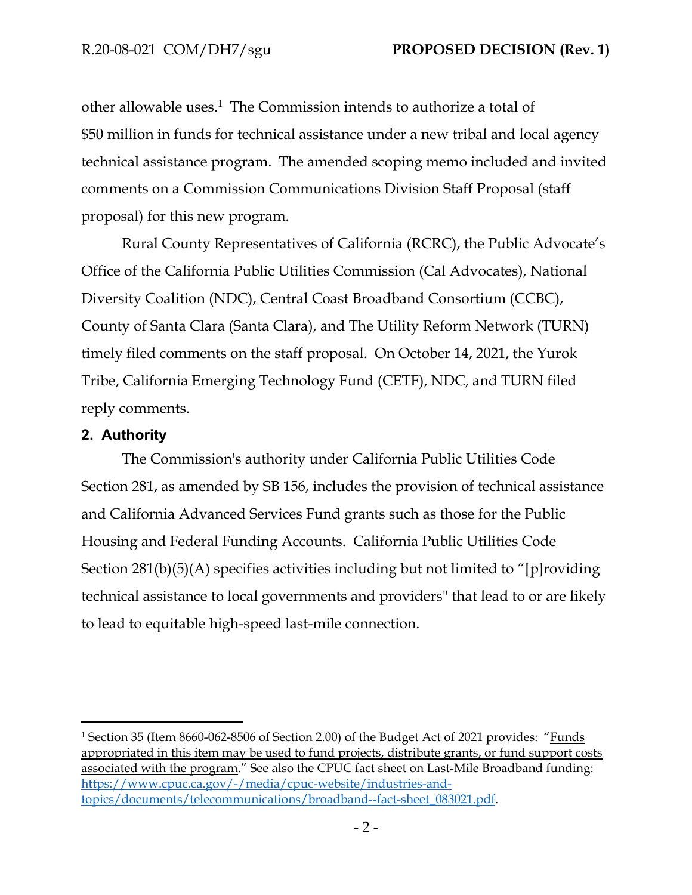other allowable uses.[1] The Commission intends to authorize a total of $50 million in funds for technical assistance under a new tribal and local agency technical assistance program. The amended scoping memo included and invited comments on a Commission Communications Division Staff Proposal (staff proposal) for this new program.

Rural County Representatives of California (RCRC), the Public Advocate's Office of the California Public Utilities Commission (Cal Advocates), National Diversity Coalition (NDC), Central Coast Broadband Consortium (CCBC), County of Santa Clara (Santa Clara), and The Utility Reform Network (TURN) timely filed comments on the staff proposal. On October 14, 2021, the Yurok Tribe, California Emerging Technology Fund (CETF), NDC, and TURN filed reply comments.

## 2. Authority

The Commission's authority under California Public Utilities Code Section 281, as amended by SB 156, includes the provision of technical assistance and California Advanced Services Fund grants such as those for the Public Housing and Federal Funding Accounts. California Public Utilities Code Section 281(b)(5)(A) specifies activities including but not limited to "[p]roviding technical assistance to local governments and providers" that lead to or are likely to lead to equitable high-speed last-mile connection.

---

[1] Section 35 (Item 8660-062-8506 of Section 2.00) of the Budget Act of 2021 provides: "Funds appropriated in this item may be used to fund projects, distribute grants, or fund support costs associated with the program." See also the CPUC fact sheet on Last-Mile Broadband funding: https://www.cpuc.ca.gov/-/media/cpuc-website/industries-and-topics/documents/telecommunications/broadband--fact-sheet_083021.pdf.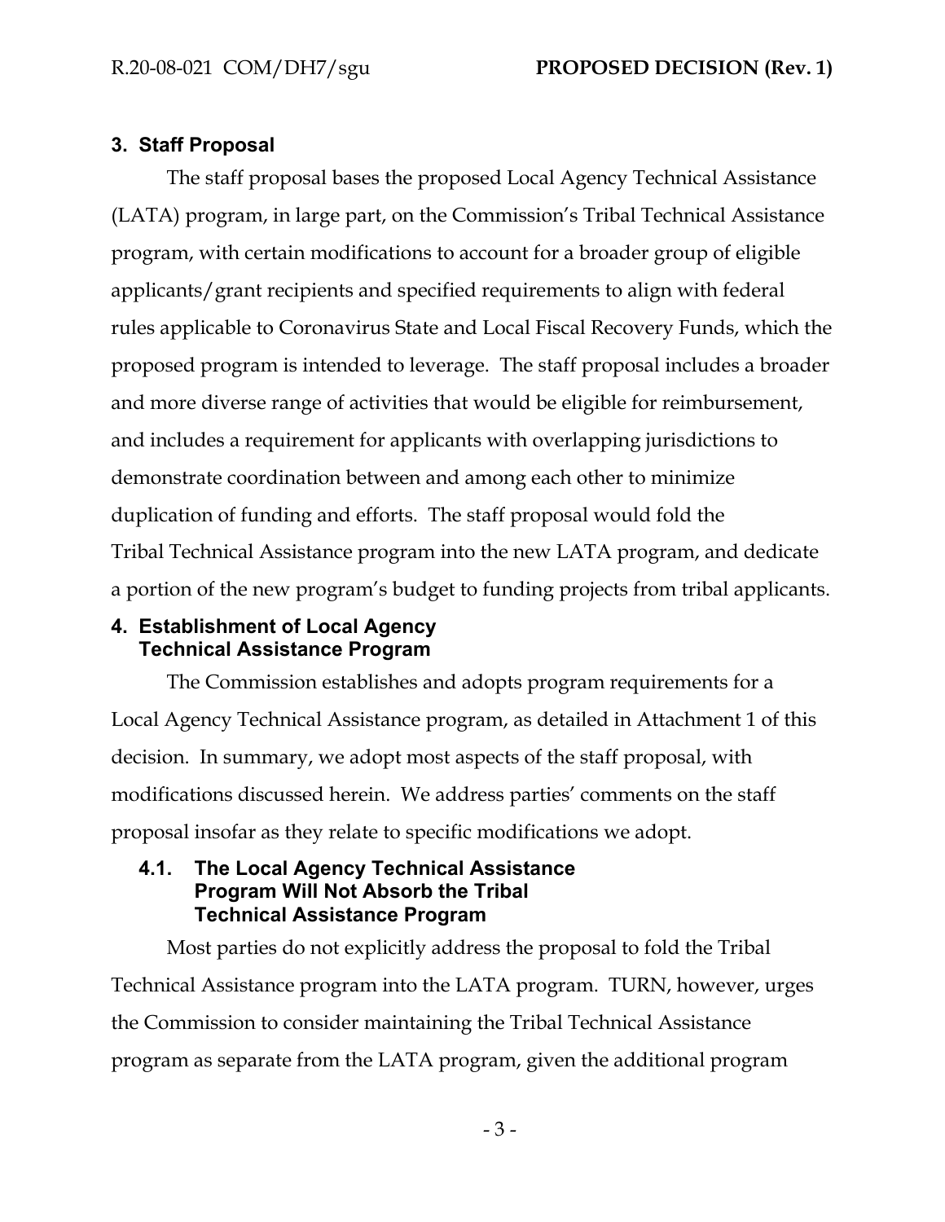## 3. Staff Proposal

The staff proposal bases the proposed Local Agency Technical Assistance (LATA) program, in large part, on the Commission's Tribal Technical Assistance program, with certain modifications to account for a broader group of eligible applicants/grant recipients and specified requirements to align with federal rules applicable to Coronavirus State and Local Fiscal Recovery Funds, which the proposed program is intended to leverage. The staff proposal includes a broader and more diverse range of activities that would be eligible for reimbursement, and includes a requirement for applicants with overlapping jurisdictions to demonstrate coordination between and among each other to minimize duplication of funding and efforts. The staff proposal would fold the Tribal Technical Assistance program into the new LATA program, and dedicate a portion of the new program's budget to funding projects from tribal applicants.

## 4. Establishment of Local Agency Technical Assistance Program

The Commission establishes and adopts program requirements for a Local Agency Technical Assistance program, as detailed in Attachment 1 of this decision. In summary, we adopt most aspects of the staff proposal, with modifications discussed herein. We address parties' comments on the staff proposal insofar as they relate to specific modifications we adopt.

### 4.1. The Local Agency Technical Assistance Program Will Not Absorb the Tribal Technical Assistance Program

Most parties do not explicitly address the proposal to fold the Tribal Technical Assistance program into the LATA program. TURN, however, urges the Commission to consider maintaining the Tribal Technical Assistance program as separate from the LATA program, given the additional program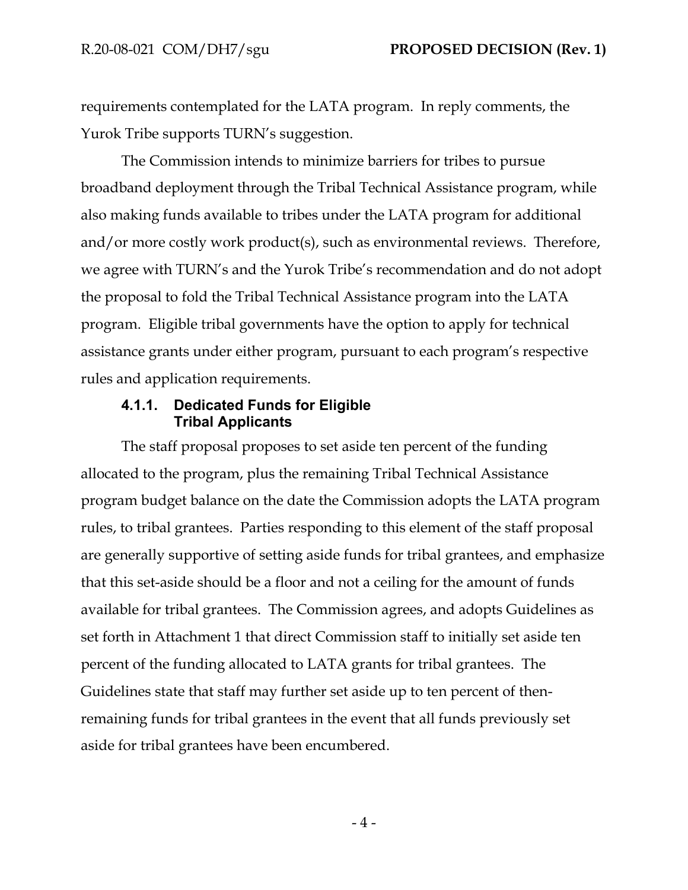requirements contemplated for the LATA program. In reply comments, the Yurok Tribe supports TURN's suggestion.

The Commission intends to minimize barriers for tribes to pursue broadband deployment through the Tribal Technical Assistance program, while also making funds available to tribes under the LATA program for additional and/or more costly work product(s), such as environmental reviews. Therefore, we agree with TURN's and the Yurok Tribe's recommendation and do not adopt the proposal to fold the Tribal Technical Assistance program into the LATA program. Eligible tribal governments have the option to apply for technical assistance grants under either program, pursuant to each program's respective rules and application requirements.

#### 4.1.1. Dedicated Funds for Eligible Tribal Applicants

The staff proposal proposes to set aside ten percent of the funding allocated to the program, plus the remaining Tribal Technical Assistance program budget balance on the date the Commission adopts the LATA program rules, to tribal grantees. Parties responding to this element of the staff proposal are generally supportive of setting aside funds for tribal grantees, and emphasize that this set-aside should be a floor and not a ceiling for the amount of funds available for tribal grantees. The Commission agrees, and adopts Guidelines as set forth in Attachment 1 that direct Commission staff to initially set aside ten percent of the funding allocated to LATA grants for tribal grantees. The Guidelines state that staff may further set aside up to ten percent of then-remaining funds for tribal grantees in the event that all funds previously set aside for tribal grantees have been encumbered.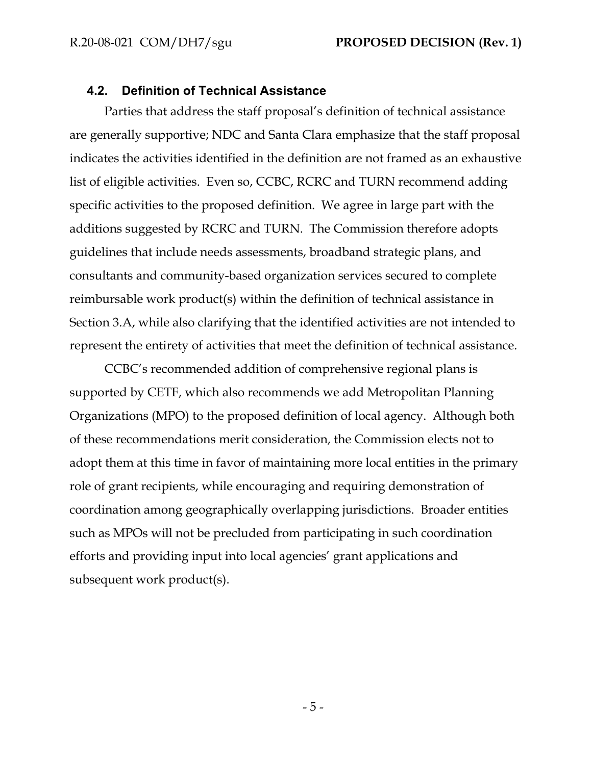### 4.2. Definition of Technical Assistance

Parties that address the staff proposal's definition of technical assistance are generally supportive; NDC and Santa Clara emphasize that the staff proposal indicates the activities identified in the definition are not framed as an exhaustive list of eligible activities. Even so, CCBC, RCRC and TURN recommend adding specific activities to the proposed definition. We agree in large part with the additions suggested by RCRC and TURN. The Commission therefore adopts guidelines that include needs assessments, broadband strategic plans, and consultants and community-based organization services secured to complete reimbursable work product(s) within the definition of technical assistance in Section 3.A, while also clarifying that the identified activities are not intended to represent the entirety of activities that meet the definition of technical assistance.

CCBC's recommended addition of comprehensive regional plans is supported by CETF, which also recommends we add Metropolitan Planning Organizations (MPO) to the proposed definition of local agency. Although both of these recommendations merit consideration, the Commission elects not to adopt them at this time in favor of maintaining more local entities in the primary role of grant recipients, while encouraging and requiring demonstration of coordination among geographically overlapping jurisdictions. Broader entities such as MPOs will not be precluded from participating in such coordination efforts and providing input into local agencies' grant applications and subsequent work product(s).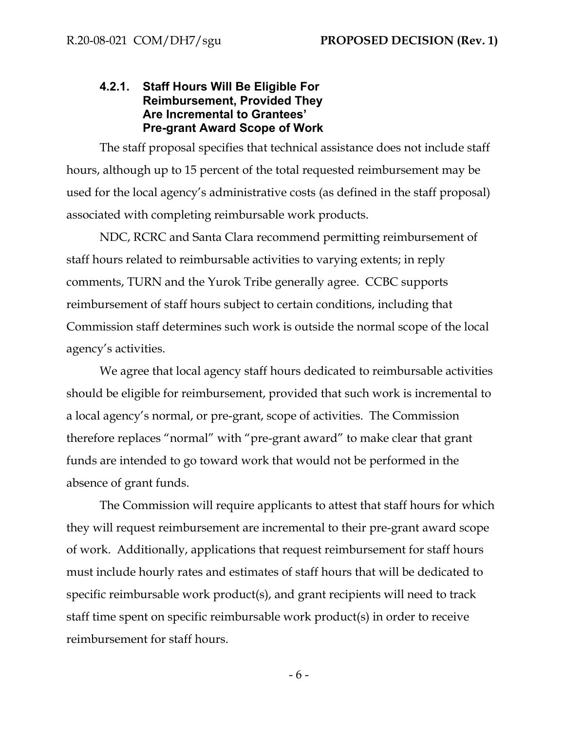#### 4.2.1. Staff Hours Will Be Eligible For Reimbursement, Provided They Are Incremental to Grantees' Pre-grant Award Scope of Work

The staff proposal specifies that technical assistance does not include staff hours, although up to 15 percent of the total requested reimbursement may be used for the local agency's administrative costs (as defined in the staff proposal) associated with completing reimbursable work products.

NDC, RCRC and Santa Clara recommend permitting reimbursement of staff hours related to reimbursable activities to varying extents; in reply comments, TURN and the Yurok Tribe generally agree. CCBC supports reimbursement of staff hours subject to certain conditions, including that Commission staff determines such work is outside the normal scope of the local agency's activities.

We agree that local agency staff hours dedicated to reimbursable activities should be eligible for reimbursement, provided that such work is incremental to a local agency's normal, or pre-grant, scope of activities. The Commission therefore replaces "normal" with "pre-grant award" to make clear that grant funds are intended to go toward work that would not be performed in the absence of grant funds.

The Commission will require applicants to attest that staff hours for which they will request reimbursement are incremental to their pre-grant award scope of work. Additionally, applications that request reimbursement for staff hours must include hourly rates and estimates of staff hours that will be dedicated to specific reimbursable work product(s), and grant recipients will need to track staff time spent on specific reimbursable work product(s) in order to receive reimbursement for staff hours.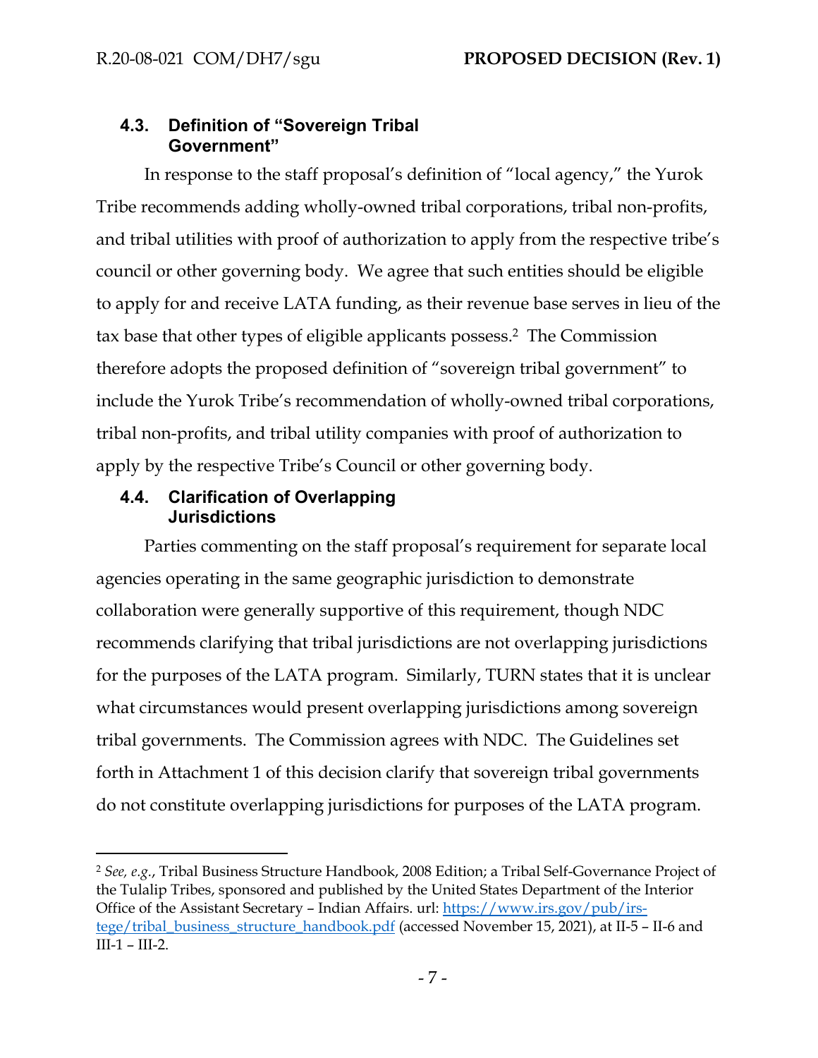### 4.3. Definition of "Sovereign Tribal Government"

In response to the staff proposal's definition of "local agency," the Yurok Tribe recommends adding wholly-owned tribal corporations, tribal non-profits, and tribal utilities with proof of authorization to apply from the respective tribe's council or other governing body. We agree that such entities should be eligible to apply for and receive LATA funding, as their revenue base serves in lieu of the tax base that other types of eligible applicants possess.[2] The Commission therefore adopts the proposed definition of "sovereign tribal government" to include the Yurok Tribe's recommendation of wholly-owned tribal corporations, tribal non-profits, and tribal utility companies with proof of authorization to apply by the respective Tribe's Council or other governing body.

### 4.4. Clarification of Overlapping Jurisdictions

Parties commenting on the staff proposal's requirement for separate local agencies operating in the same geographic jurisdiction to demonstrate collaboration were generally supportive of this requirement, though NDC recommends clarifying that tribal jurisdictions are not overlapping jurisdictions for the purposes of the LATA program. Similarly, TURN states that it is unclear what circumstances would present overlapping jurisdictions among sovereign tribal governments. The Commission agrees with NDC. The Guidelines set forth in Attachment 1 of this decision clarify that sovereign tribal governments do not constitute overlapping jurisdictions for purposes of the LATA program.

---

[2] *See, e.g.*, Tribal Business Structure Handbook, 2008 Edition; a Tribal Self-Governance Project of the Tulalip Tribes, sponsored and published by the United States Department of the Interior Office of the Assistant Secretary – Indian Affairs. url: [https://www.irs.gov/pub/irs-tege/tribal_business_structure_handbook.pdf](https://www.irs.gov/pub/irs-tege/tribal_business_structure_handbook.pdf) (accessed November 15, 2021), at II-5 – II-6 and III-1 – III-2.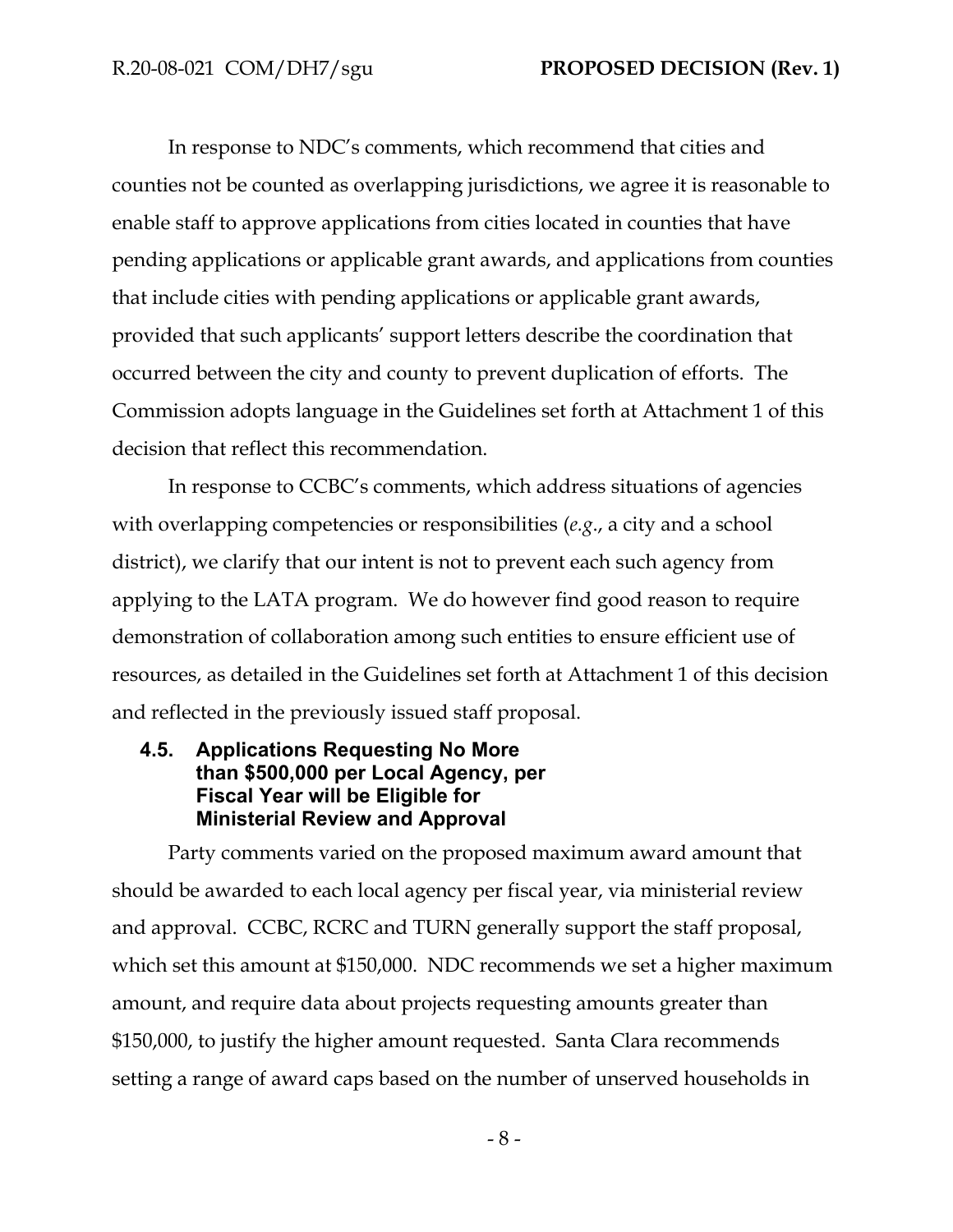In response to NDC's comments, which recommend that cities and counties not be counted as overlapping jurisdictions, we agree it is reasonable to enable staff to approve applications from cities located in counties that have pending applications or applicable grant awards, and applications from counties that include cities with pending applications or applicable grant awards, provided that such applicants' support letters describe the coordination that occurred between the city and county to prevent duplication of efforts. The Commission adopts language in the Guidelines set forth at Attachment 1 of this decision that reflect this recommendation.

In response to CCBC's comments, which address situations of agencies with overlapping competencies or responsibilities (*e.g.*, a city and a school district), we clarify that our intent is not to prevent each such agency from applying to the LATA program. We do however find good reason to require demonstration of collaboration among such entities to ensure efficient use of resources, as detailed in the Guidelines set forth at Attachment 1 of this decision and reflected in the previously issued staff proposal.

### 4.5. Applications Requesting No More than $500,000 per Local Agency, per Fiscal Year will be Eligible for Ministerial Review and Approval

Party comments varied on the proposed maximum award amount that should be awarded to each local agency per fiscal year, via ministerial review and approval. CCBC, RCRC and TURN generally support the staff proposal, which set this amount at $150,000. NDC recommends we set a higher maximum amount, and require data about projects requesting amounts greater than $150,000, to justify the higher amount requested. Santa Clara recommends setting a range of award caps based on the number of unserved households in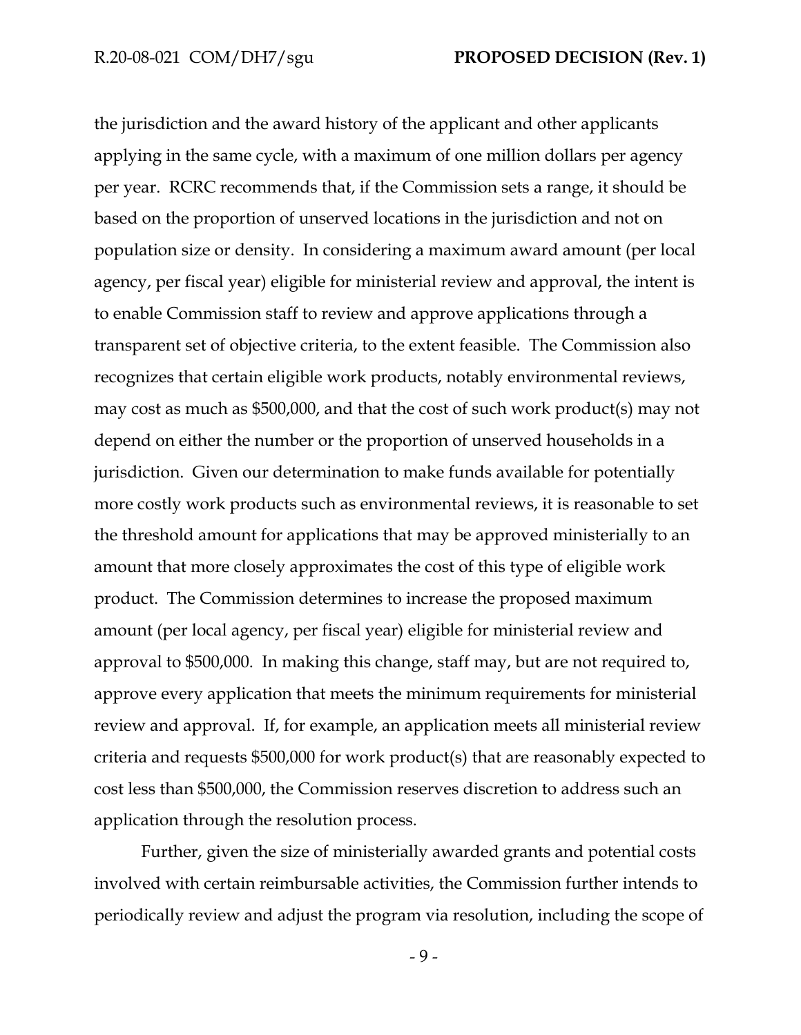the jurisdiction and the award history of the applicant and other applicants applying in the same cycle, with a maximum of one million dollars per agency per year. RCRC recommends that, if the Commission sets a range, it should be based on the proportion of unserved locations in the jurisdiction and not on population size or density. In considering a maximum award amount (per local agency, per fiscal year) eligible for ministerial review and approval, the intent is to enable Commission staff to review and approve applications through a transparent set of objective criteria, to the extent feasible. The Commission also recognizes that certain eligible work products, notably environmental reviews, may cost as much as $500,000, and that the cost of such work product(s) may not depend on either the number or the proportion of unserved households in a jurisdiction. Given our determination to make funds available for potentially more costly work products such as environmental reviews, it is reasonable to set the threshold amount for applications that may be approved ministerially to an amount that more closely approximates the cost of this type of eligible work product. The Commission determines to increase the proposed maximum amount (per local agency, per fiscal year) eligible for ministerial review and approval to $500,000. In making this change, staff may, but are not required to, approve every application that meets the minimum requirements for ministerial review and approval. If, for example, an application meets all ministerial review criteria and requests $500,000 for work product(s) that are reasonably expected to cost less than $500,000, the Commission reserves discretion to address such an application through the resolution process.

Further, given the size of ministerially awarded grants and potential costs involved with certain reimbursable activities, the Commission further intends to periodically review and adjust the program via resolution, including the scope of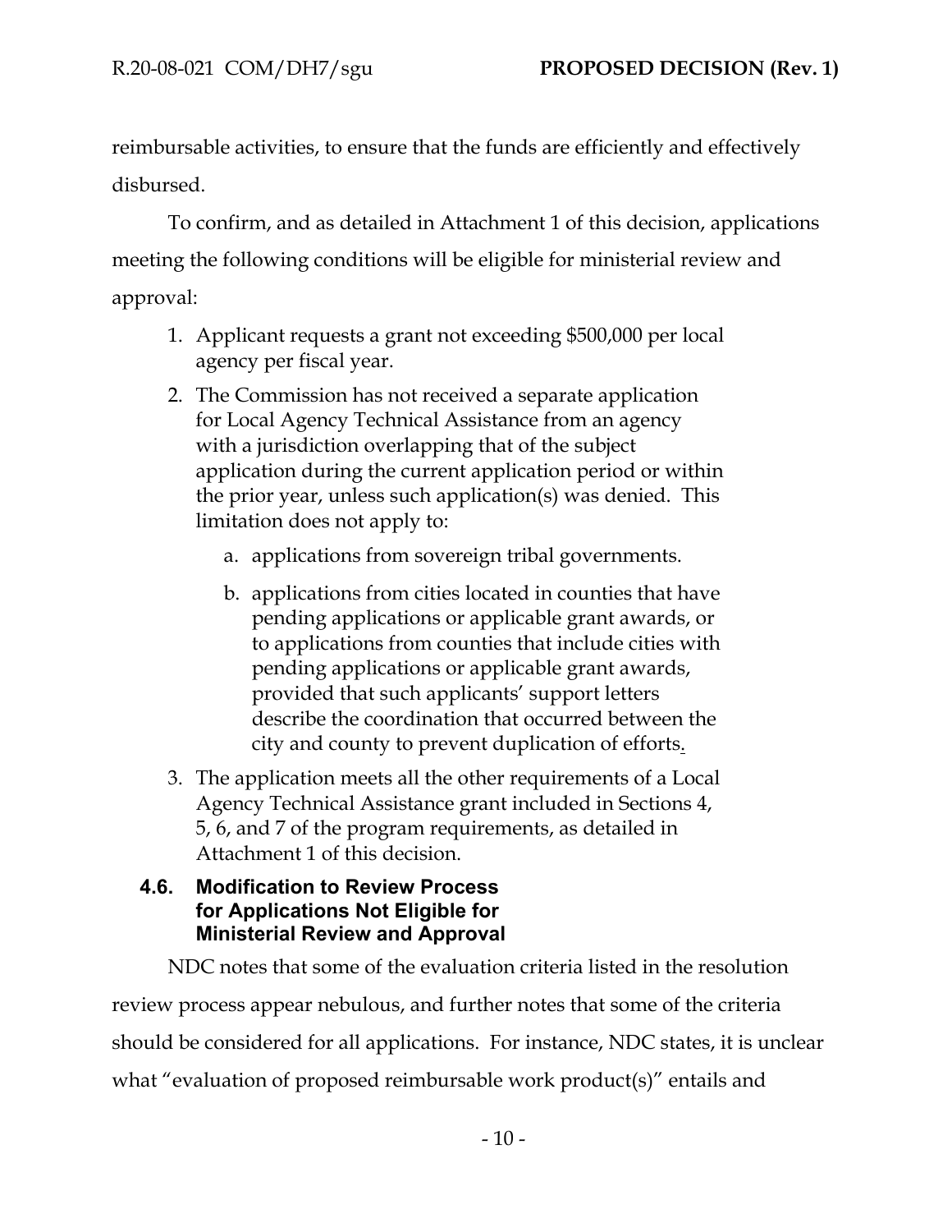reimbursable activities, to ensure that the funds are efficiently and effectively disbursed.

To confirm, and as detailed in Attachment 1 of this decision, applications meeting the following conditions will be eligible for ministerial review and approval:

1. Applicant requests a grant not exceeding $500,000 per local agency per fiscal year.
2. The Commission has not received a separate application for Local Agency Technical Assistance from an agency with a jurisdiction overlapping that of the subject application during the current application period or within the prior year, unless such application(s) was denied. This limitation does not apply to:
   a. applications from sovereign tribal governments.
   b. applications from cities located in counties that have pending applications or applicable grant awards, or to applications from counties that include cities with pending applications or applicable grant awards, provided that such applicants' support letters describe the coordination that occurred between the city and county to prevent duplication of efforts.
3. The application meets all the other requirements of a Local Agency Technical Assistance grant included in Sections 4, 5, 6, and 7 of the program requirements, as detailed in Attachment 1 of this decision.

### 4.6. Modification to Review Process for Applications Not Eligible for Ministerial Review and Approval

NDC notes that some of the evaluation criteria listed in the resolution review process appear nebulous, and further notes that some of the criteria should be considered for all applications. For instance, NDC states, it is unclear what "evaluation of proposed reimbursable work product(s)" entails and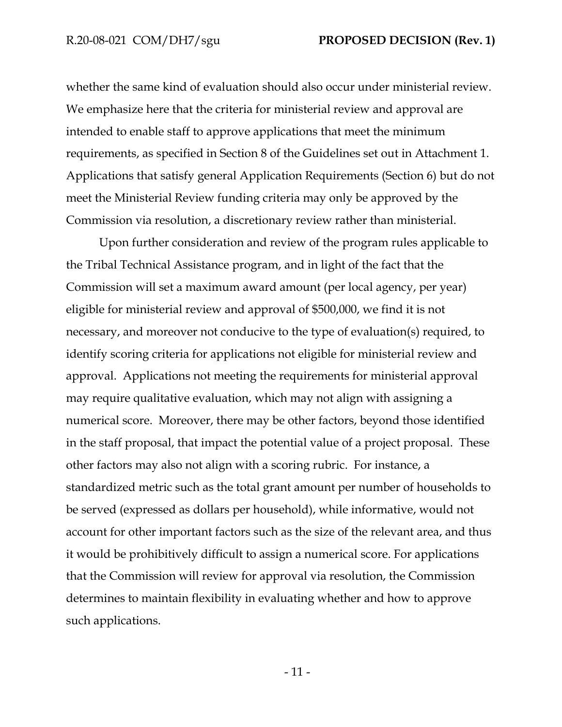whether the same kind of evaluation should also occur under ministerial review. We emphasize here that the criteria for ministerial review and approval are intended to enable staff to approve applications that meet the minimum requirements, as specified in Section 8 of the Guidelines set out in Attachment 1. Applications that satisfy general Application Requirements (Section 6) but do not meet the Ministerial Review funding criteria may only be approved by the Commission via resolution, a discretionary review rather than ministerial.

Upon further consideration and review of the program rules applicable to the Tribal Technical Assistance program, and in light of the fact that the Commission will set a maximum award amount (per local agency, per year) eligible for ministerial review and approval of $500,000, we find it is not necessary, and moreover not conducive to the type of evaluation(s) required, to identify scoring criteria for applications not eligible for ministerial review and approval. Applications not meeting the requirements for ministerial approval may require qualitative evaluation, which may not align with assigning a numerical score. Moreover, there may be other factors, beyond those identified in the staff proposal, that impact the potential value of a project proposal. These other factors may also not align with a scoring rubric. For instance, a standardized metric such as the total grant amount per number of households to be served (expressed as dollars per household), while informative, would not account for other important factors such as the size of the relevant area, and thus it would be prohibitively difficult to assign a numerical score. For applications that the Commission will review for approval via resolution, the Commission determines to maintain flexibility in evaluating whether and how to approve such applications.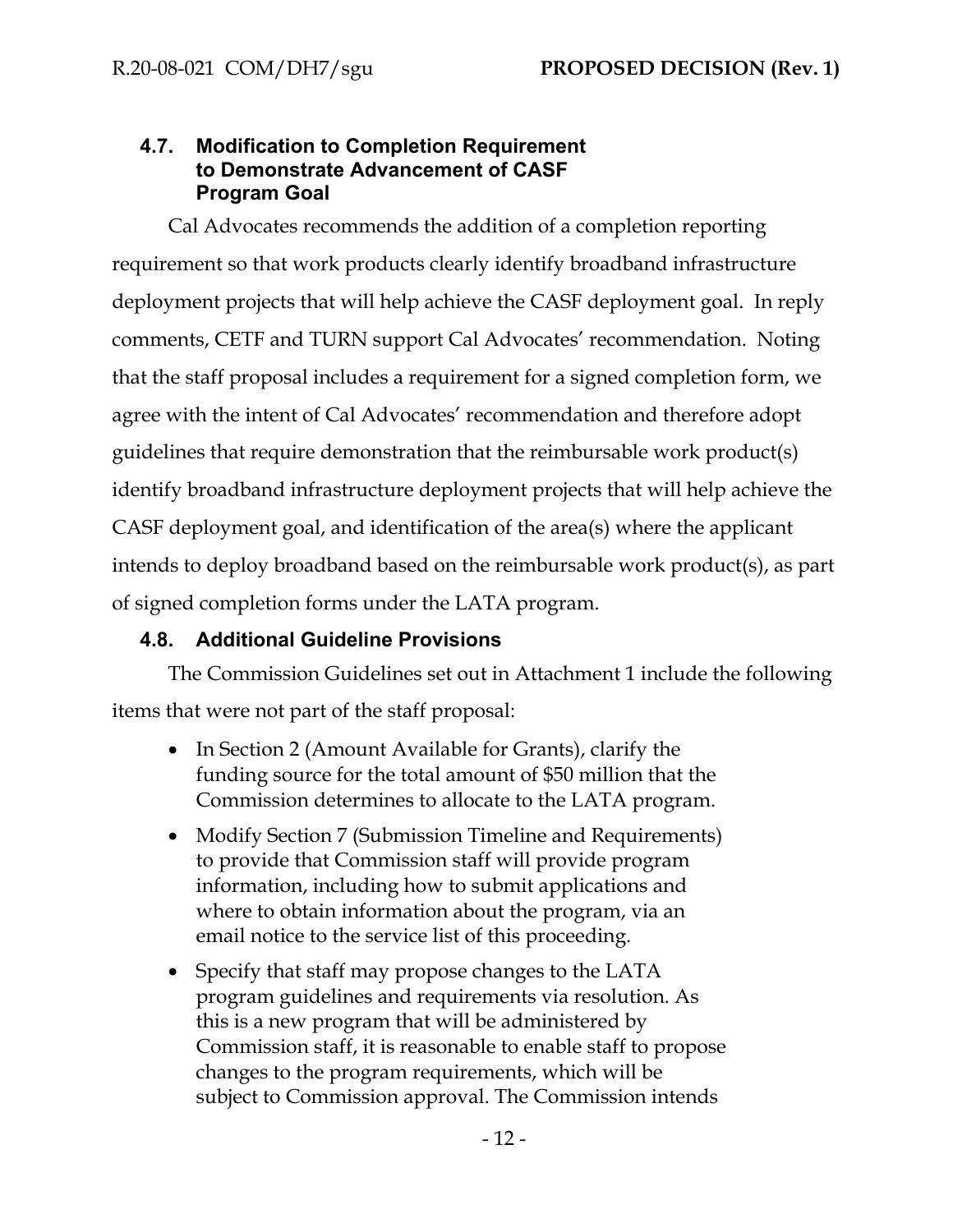### 4.7. Modification to Completion Requirement to Demonstrate Advancement of CASF Program Goal

Cal Advocates recommends the addition of a completion reporting requirement so that work products clearly identify broadband infrastructure deployment projects that will help achieve the CASF deployment goal. In reply comments, CETF and TURN support Cal Advocates' recommendation. Noting that the staff proposal includes a requirement for a signed completion form, we agree with the intent of Cal Advocates' recommendation and therefore adopt guidelines that require demonstration that the reimbursable work product(s) identify broadband infrastructure deployment projects that will help achieve the CASF deployment goal, and identification of the area(s) where the applicant intends to deploy broadband based on the reimbursable work product(s), as part of signed completion forms under the LATA program.

### 4.8. Additional Guideline Provisions

The Commission Guidelines set out in Attachment 1 include the following items that were not part of the staff proposal:

- In Section 2 (Amount Available for Grants), clarify the funding source for the total amount of $50 million that the Commission determines to allocate to the LATA program.
- Modify Section 7 (Submission Timeline and Requirements) to provide that Commission staff will provide program information, including how to submit applications and where to obtain information about the program, via an email notice to the service list of this proceeding.
- Specify that staff may propose changes to the LATA program guidelines and requirements via resolution. As this is a new program that will be administered by Commission staff, it is reasonable to enable staff to propose changes to the program requirements, which will be subject to Commission approval. The Commission intends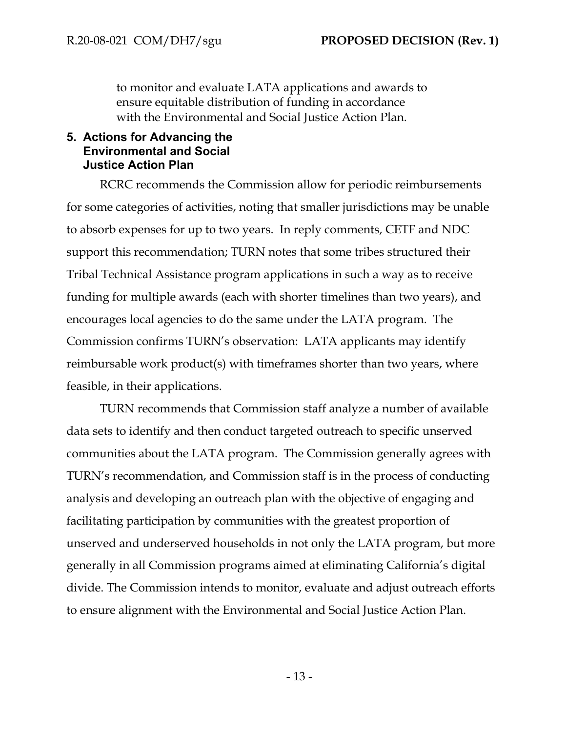to monitor and evaluate LATA applications and awards to ensure equitable distribution of funding in accordance with the Environmental and Social Justice Action Plan.

## 5. Actions for Advancing the Environmental and Social Justice Action Plan

RCRC recommends the Commission allow for periodic reimbursements for some categories of activities, noting that smaller jurisdictions may be unable to absorb expenses for up to two years. In reply comments, CETF and NDC support this recommendation; TURN notes that some tribes structured their Tribal Technical Assistance program applications in such a way as to receive funding for multiple awards (each with shorter timelines than two years), and encourages local agencies to do the same under the LATA program. The Commission confirms TURN's observation: LATA applicants may identify reimbursable work product(s) with timeframes shorter than two years, where feasible, in their applications.

TURN recommends that Commission staff analyze a number of available data sets to identify and then conduct targeted outreach to specific unserved communities about the LATA program. The Commission generally agrees with TURN's recommendation, and Commission staff is in the process of conducting analysis and developing an outreach plan with the objective of engaging and facilitating participation by communities with the greatest proportion of unserved and underserved households in not only the LATA program, but more generally in all Commission programs aimed at eliminating California's digital divide. The Commission intends to monitor, evaluate and adjust outreach efforts to ensure alignment with the Environmental and Social Justice Action Plan.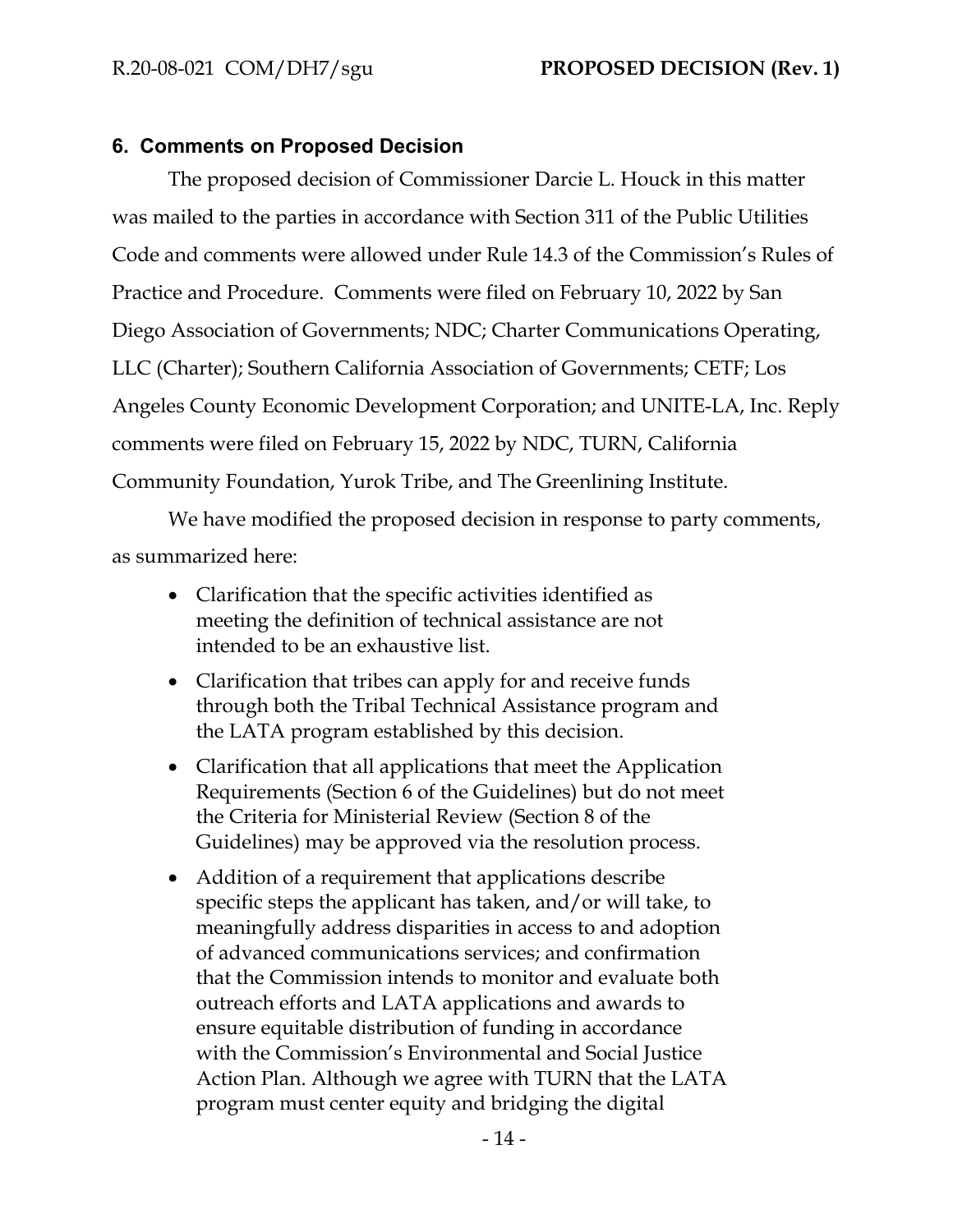## 6. Comments on Proposed Decision

The proposed decision of Commissioner Darcie L. Houck in this matter was mailed to the parties in accordance with Section 311 of the Public Utilities Code and comments were allowed under Rule 14.3 of the Commission's Rules of Practice and Procedure. Comments were filed on February 10, 2022 by San Diego Association of Governments; NDC; Charter Communications Operating, LLC (Charter); Southern California Association of Governments; CETF; Los Angeles County Economic Development Corporation; and UNITE-LA, Inc. Reply comments were filed on February 15, 2022 by NDC, TURN, California Community Foundation, Yurok Tribe, and The Greenlining Institute.

We have modified the proposed decision in response to party comments, as summarized here:

- Clarification that the specific activities identified as meeting the definition of technical assistance are not intended to be an exhaustive list.
- Clarification that tribes can apply for and receive funds through both the Tribal Technical Assistance program and the LATA program established by this decision.
- Clarification that all applications that meet the Application Requirements (Section 6 of the Guidelines) but do not meet the Criteria for Ministerial Review (Section 8 of the Guidelines) may be approved via the resolution process.
- Addition of a requirement that applications describe specific steps the applicant has taken, and/or will take, to meaningfully address disparities in access to and adoption of advanced communications services; and confirmation that the Commission intends to monitor and evaluate both outreach efforts and LATA applications and awards to ensure equitable distribution of funding in accordance with the Commission's Environmental and Social Justice Action Plan. Although we agree with TURN that the LATA program must center equity and bridging the digital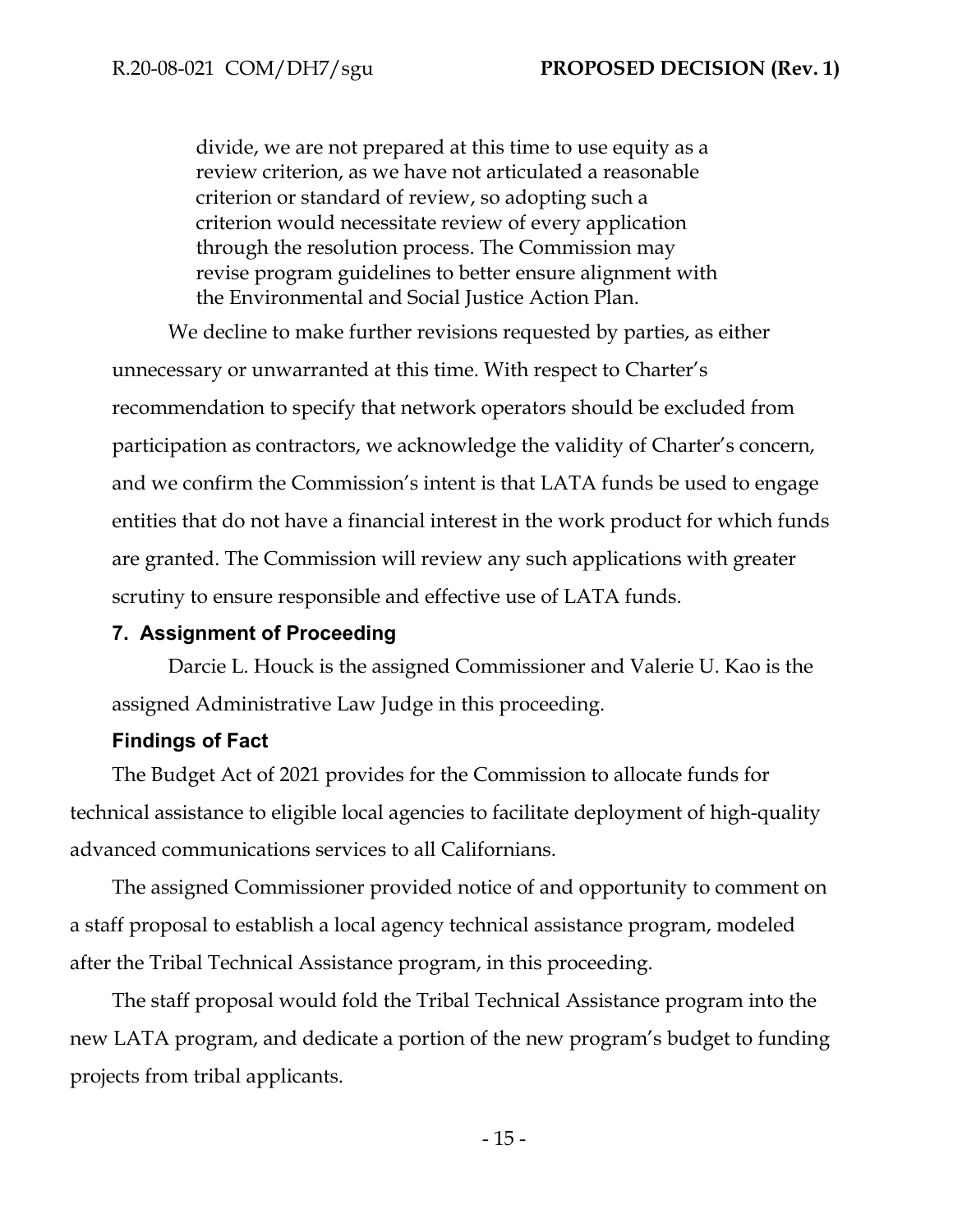> divide, we are not prepared at this time to use equity as a review criterion, as we have not articulated a reasonable criterion or standard of review, so adopting such a criterion would necessitate review of every application through the resolution process. The Commission may revise program guidelines to better ensure alignment with the Environmental and Social Justice Action Plan.

We decline to make further revisions requested by parties, as either unnecessary or unwarranted at this time. With respect to Charter's recommendation to specify that network operators should be excluded from participation as contractors, we acknowledge the validity of Charter's concern, and we confirm the Commission's intent is that LATA funds be used to engage entities that do not have a financial interest in the work product for which funds are granted. The Commission will review any such applications with greater scrutiny to ensure responsible and effective use of LATA funds.

## 7. Assignment of Proceeding

Darcie L. Houck is the assigned Commissioner and Valerie U. Kao is the assigned Administrative Law Judge in this proceeding.

## Findings of Fact

The Budget Act of 2021 provides for the Commission to allocate funds for technical assistance to eligible local agencies to facilitate deployment of high-quality advanced communications services to all Californians.

The assigned Commissioner provided notice of and opportunity to comment on a staff proposal to establish a local agency technical assistance program, modeled after the Tribal Technical Assistance program, in this proceeding.

The staff proposal would fold the Tribal Technical Assistance program into the new LATA program, and dedicate a portion of the new program's budget to funding projects from tribal applicants.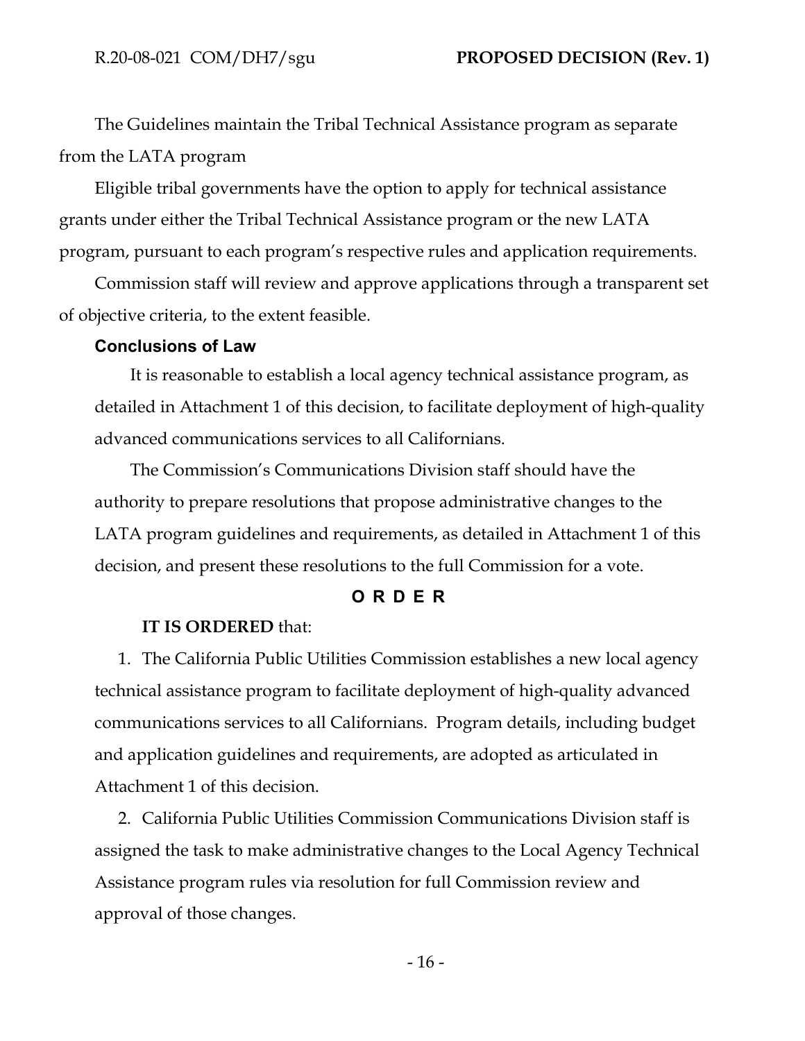The Guidelines maintain the Tribal Technical Assistance program as separate from the LATA program

Eligible tribal governments have the option to apply for technical assistance grants under either the Tribal Technical Assistance program or the new LATA program, pursuant to each program's respective rules and application requirements.

Commission staff will review and approve applications through a transparent set of objective criteria, to the extent feasible.

### Conclusions of Law

It is reasonable to establish a local agency technical assistance program, as detailed in Attachment 1 of this decision, to facilitate deployment of high-quality advanced communications services to all Californians.

The Commission's Communications Division staff should have the authority to prepare resolutions that propose administrative changes to the LATA program guidelines and requirements, as detailed in Attachment 1 of this decision, and present these resolutions to the full Commission for a vote.

## O R D E R

**IT IS ORDERED** that:

1. The California Public Utilities Commission establishes a new local agency technical assistance program to facilitate deployment of high-quality advanced communications services to all Californians. Program details, including budget and application guidelines and requirements, are adopted as articulated in Attachment 1 of this decision.

2. California Public Utilities Commission Communications Division staff is assigned the task to make administrative changes to the Local Agency Technical Assistance program rules via resolution for full Commission review and approval of those changes.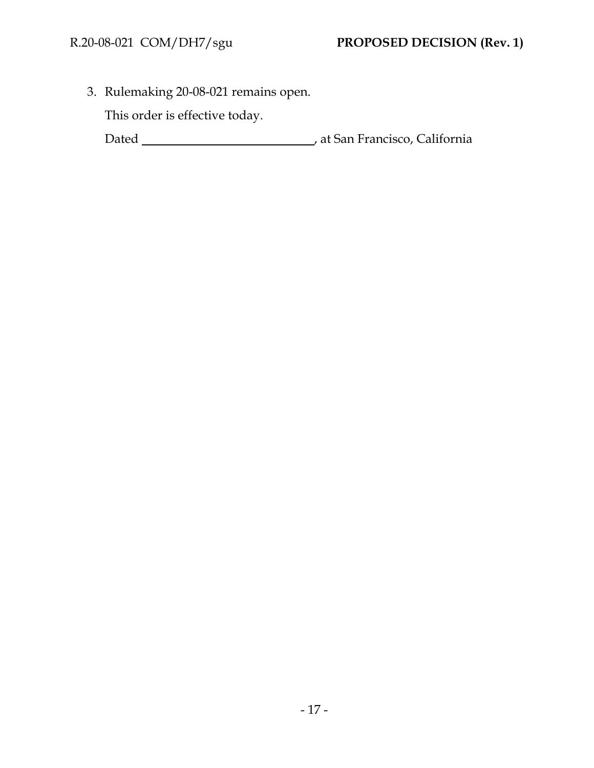3. Rulemaking 20-08-021 remains open.

This order is effective today.

Dated \_\_\_\_\_\_\_\_\_\_\_\_\_\_\_\_\_\_\_\_\_\_\_\_\_\_\_\_, at San Francisco, California